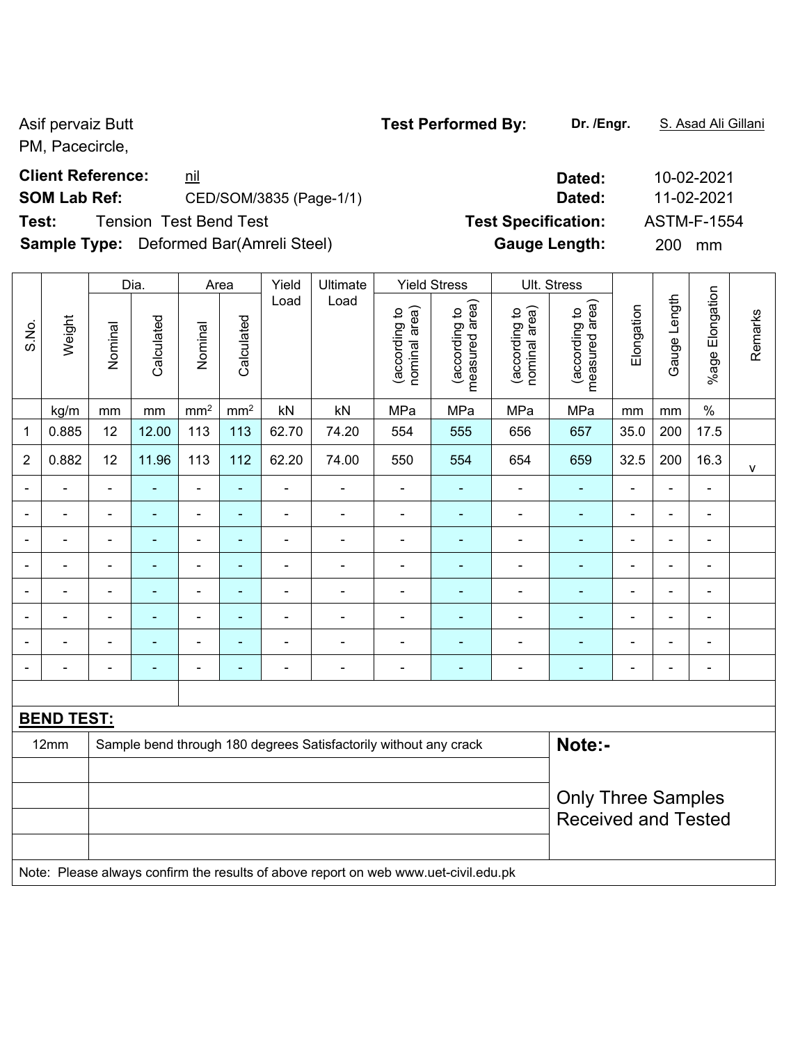Asif pervaiz Butt
PM, Pacecircle,

**Test Performed By:** **Dr. /Engr.** S. Asad Ali Gillani

**Client Reference:** nil **Dated:** 10-02-2021

**SOM Lab Ref:** CED/SOM/3835 (Page-1/1) **Dated:** 11-02-2021

**Test:** Tension Test Bend Test **Test Specification:** ASTM-F-1554

**Sample Type:** Deformed Bar(Amreli Steel) **Gauge Length:** 200 mm

| S.No. | Weight | Dia. | | Area | | Yield Load | Ultimate Load | Yield Stress | | Ult. Stress | | Elongation | Gauge Length | %age Elongation | Remarks |
|---|---|---|---|---|---|---|---|---|---|---|---|---|---|---|---|
| | | Nominal | Calculated | Nominal | Calculated | | | (according to nominal area) | (according to measured area) | (according to nominal area) | (according to measured area) | | | | |
| | kg/m | mm | mm | mm² | mm² | kN | kN | MPa | MPa | MPa | MPa | mm | mm | % | |
| 1 | 0.885 | 12 | 12.00 | 113 | 113 | 62.70 | 74.20 | 554 | 555 | 656 | 657 | 35.0 | 200 | 17.5 | |
| 2 | 0.882 | 12 | 11.96 | 113 | 112 | 62.20 | 74.00 | 550 | 554 | 654 | 659 | 32.5 | 200 | 16.3 | v |
| - | - | - | - | - | - | - | - | - | - | - | - | - | - | - | |
| - | - | - | - | - | - | - | - | - | - | - | - | - | - | - | |
| - | - | - | - | - | - | - | - | - | - | - | - | - | - | - | |
| - | - | - | - | - | - | - | - | - | - | - | - | - | - | - | |
| - | - | - | - | - | - | - | - | - | - | - | - | - | - | - | |
| - | - | - | - | - | - | - | - | - | - | - | - | - | - | - | |
| - | - | - | - | - | - | - | - | - | - | - | - | - | - | - | |
| - | - | - | - | - | - | - | - | - | - | - | - | - | - | - | |

**BEND TEST:**

| | | |
|---|---|---|
| 12mm | Sample bend through 180 degrees Satisfactorily without any crack | **Note:-** Only Three Samples Received and Tested |
| | | |
| | | |
| | | |
| | | |

Note: Please always confirm the results of above report on web www.uet-civil.edu.pk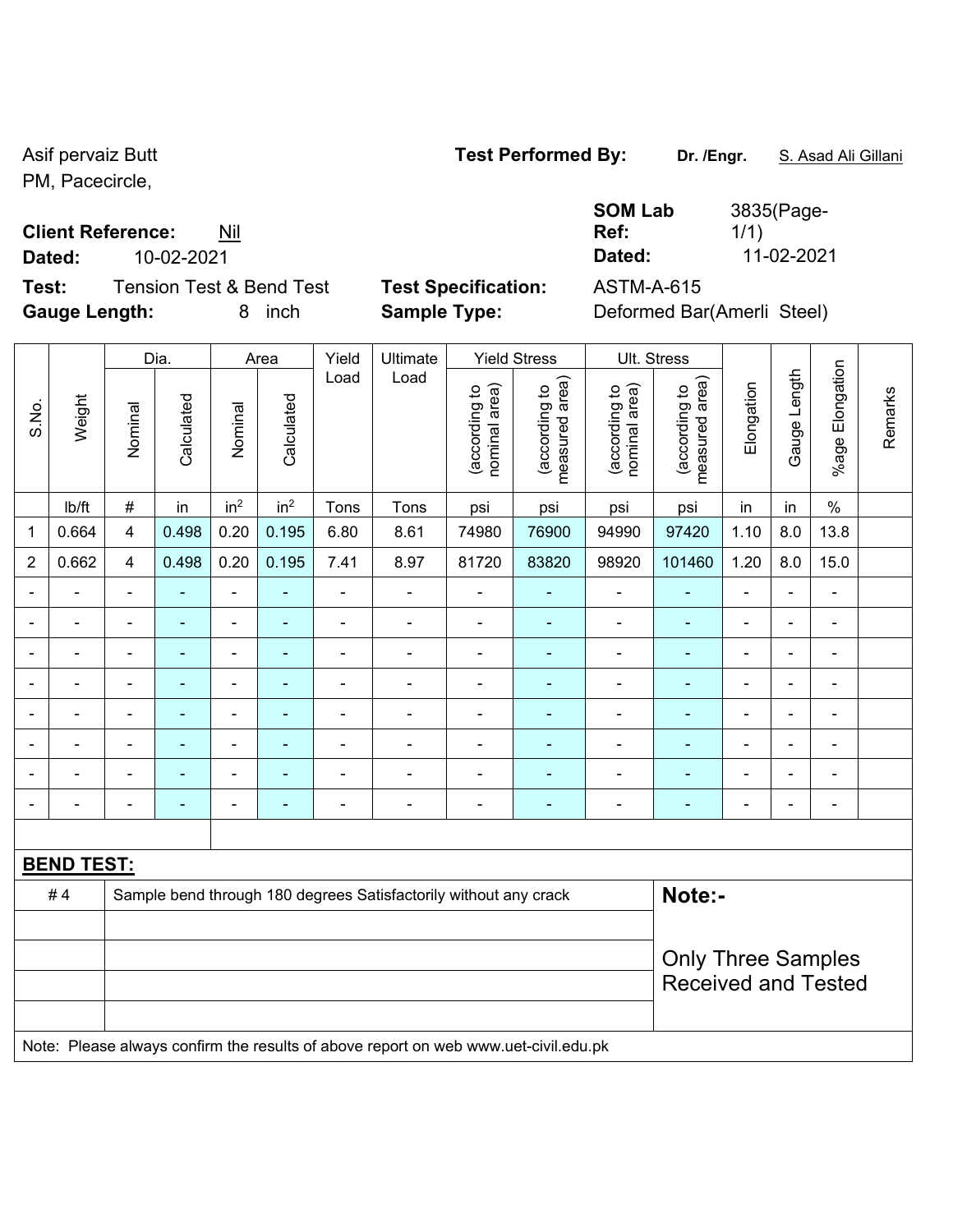Asif pervaiz Butt
PM, Pacecircle,

**Test Performed By:** **Dr. /Engr.** S. Asad Ali Gillani

**Client Reference:** Nil

**Dated:** 10-02-2021

**SOM Lab Ref:** 3835(Page-1/1)

**Dated:** 11-02-2021

**Test:** Tension Test & Bend Test

**Test Specification:** ASTM-A-615

**Gauge Length:** 8 inch

**Sample Type:** Deformed Bar(Amerli Steel)

| S.No. | Weight | Dia. | | Area | | Yield Load | Ultimate Load | Yield Stress | | Ult. Stress | | Elongation | Gauge Length | %age Elongation | Remarks |
|---|---|---|---|---|---|---|---|---|---|---|---|---|---|---|---|
| | | Nominal | Calculated | Nominal | Calculated | | | (according to nominal area) | (according to measured area) | (according to nominal area) | (according to measured area) | | | | |
| | lb/ft | # | in | in² | in² | Tons | Tons | psi | psi | psi | psi | in | in | % | |
| 1 | 0.664 | 4 | 0.498 | 0.20 | 0.195 | 6.80 | 8.61 | 74980 | 76900 | 94990 | 97420 | 1.10 | 8.0 | 13.8 | |
| 2 | 0.662 | 4 | 0.498 | 0.20 | 0.195 | 7.41 | 8.97 | 81720 | 83820 | 98920 | 101460 | 1.20 | 8.0 | 15.0 | |
| - | - | - | - | - | - | - | - | - | - | - | - | - | - | - | |
| - | - | - | - | - | - | - | - | - | - | - | - | - | - | - | |
| - | - | - | - | - | - | - | - | - | - | - | - | - | - | - | |
| - | - | - | - | - | - | - | - | - | - | - | - | - | - | - | |
| - | - | - | - | - | - | - | - | - | - | - | - | - | - | - | |
| - | - | - | - | - | - | - | - | - | - | - | - | - | - | - | |
| - | - | - | - | - | - | - | - | - | - | - | - | - | - | - | |
| - | - | - | - | - | - | - | - | - | - | - | - | - | - | - | |

**BEND TEST:**

| | | |
|---|---|---|
| # 4 | Sample bend through 180 degrees Satisfactorily without any crack | **Note:-** |
| | | Only Three Samples Received and Tested |

Note: Please always confirm the results of above report on web www.uet-civil.edu.pk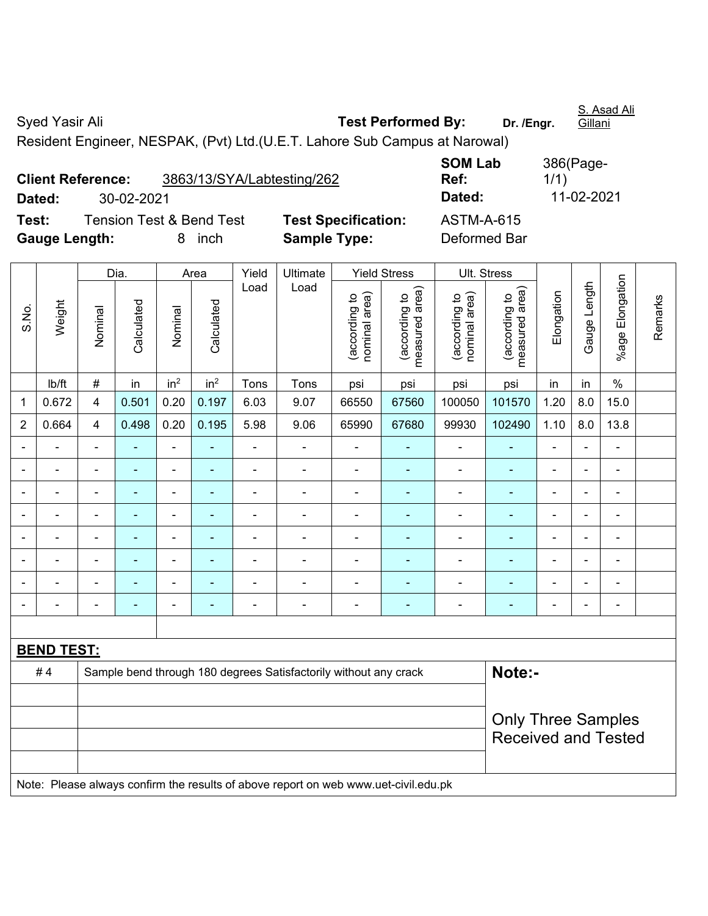Syyed Yasir Ali **Test Performed By:** **Dr. /Engr.** S. Asad Ali Gillani

Resident Engineer, NESPAK, (Pvt) Ltd.(U.E.T. Lahore Sub Campus at Narowal)

**Client Reference:** 3863/13/SYA/Labtesting/262 **SOM Lab Ref:** 386(Page-1/1)

**Dated:** 30-02-2021 **Dated:** 11-02-2021

**Test:** Tension Test & Bend Test **Test Specification:** ASTM-A-615

**Gauge Length:** 8 inch **Sample Type:** Deformed Bar

| S.No. | Weight | Dia. | | Area | | Yield Load | Ultimate Load | Yield Stress | | Ult. Stress | | Elongation | Gauge Length | %age Elongation | Remarks |
|---|---|---|---|---|---|---|---|---|---|---|---|---|---|---|---|
| | | Nominal | Calculated | Nominal | Calculated | | | (according to nominal area) | (according to measured area) | (according to nominal area) | (according to measured area) | | | | |
| | lb/ft | # | in | in² | in² | Tons | Tons | psi | psi | psi | psi | in | in | % | |
| 1 | 0.672 | 4 | 0.501 | 0.20 | 0.197 | 6.03 | 9.07 | 66550 | 67560 | 100050 | 101570 | 1.20 | 8.0 | 15.0 | |
| 2 | 0.664 | 4 | 0.498 | 0.20 | 0.195 | 5.98 | 9.06 | 65990 | 67680 | 99930 | 102490 | 1.10 | 8.0 | 13.8 | |
| - | - | - | - | - | - | - | - | - | - | - | - | - | - | - | |
| - | - | - | - | - | - | - | - | - | - | - | - | - | - | - | |
| - | - | - | - | - | - | - | - | - | - | - | - | - | - | - | |
| - | - | - | - | - | - | - | - | - | - | - | - | - | - | - | |
| - | - | - | - | - | - | - | - | - | - | - | - | - | - | - | |
| - | - | - | - | - | - | - | - | - | - | - | - | - | - | - | |
| - | - | - | - | - | - | - | - | - | - | - | - | - | - | - | |
| - | - | - | - | - | - | - | - | - | - | - | - | - | - | - | |

**BEND TEST:**

| | | |
|---|---|---|
| # 4 | Sample bend through 180 degrees Satisfactorily without any crack | **Note:-** |
| | | Only Three Samples Received and Tested |

Note: Please always confirm the results of above report on web www.uet-civil.edu.pk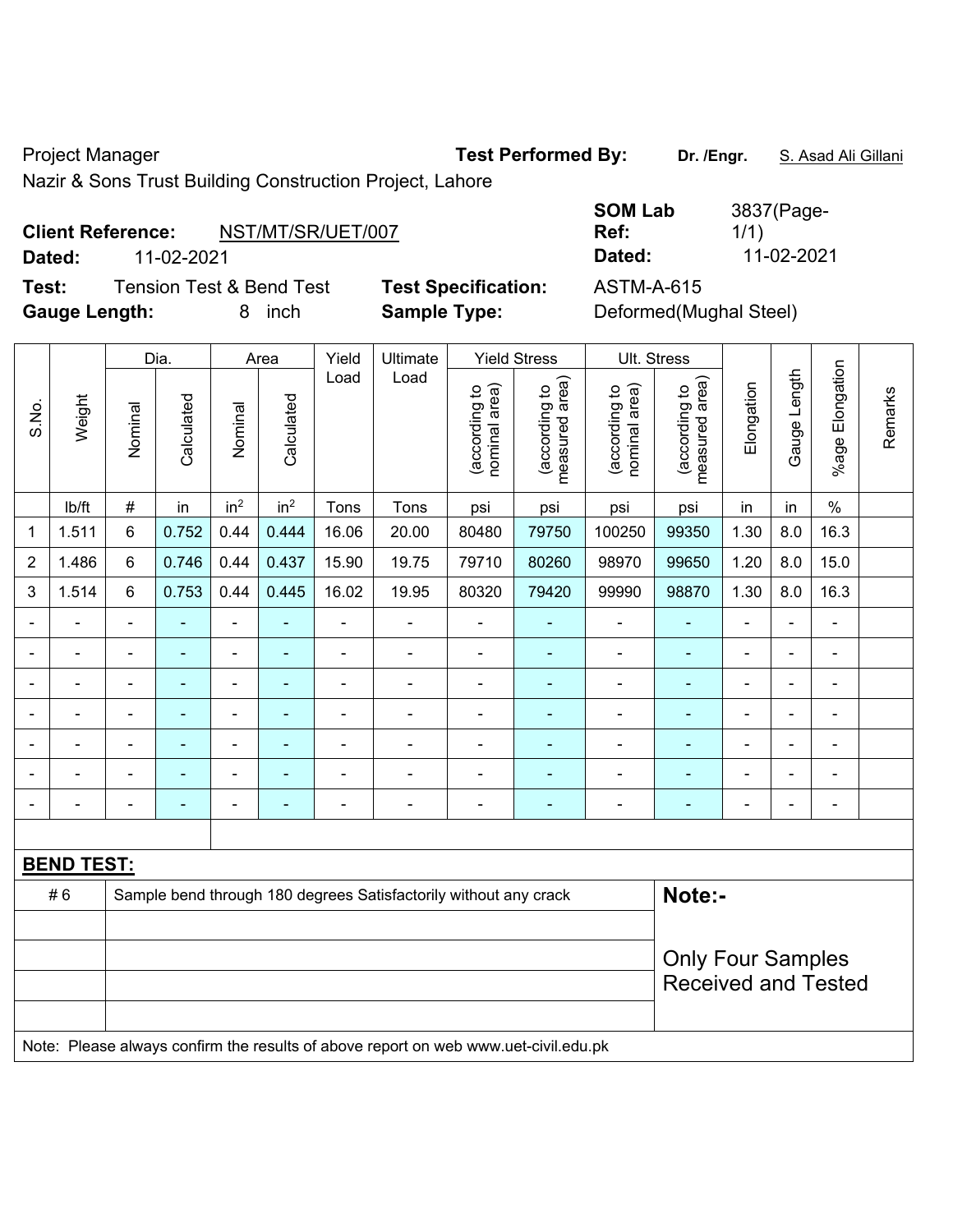Project Manager

**Test Performed By:** **Dr. /Engr.** S. Asad Ali Gillani

Nazir & Sons Trust Building Construction Project, Lahore

**Client Reference:** NST/MT/SR/UET/007

**Dated:** 11-02-2021

**SOM Lab Ref:** 3837(Page-1/1)

**Dated:** 11-02-2021

**Test:** Tension Test & Bend Test

**Test Specification:** ASTM-A-615

**Gauge Length:** 8 inch

**Sample Type:** Deformed(Mughal Steel)

| S.No. | Weight | Dia. | | Area | | Yield Load | Ultimate Load | Yield Stress | | Ult. Stress | | Elongation | Gauge Length | %age Elongation | Remarks |
|---|---|---|---|---|---|---|---|---|---|---|---|---|---|---|---|
| | | Nominal | Calculated | Nominal | Calculated | | | (according to nominal area) | (according to measured area) | (according to nominal area) | (according to measured area) | | | | |
| | lb/ft | # | in | in$^2$ | in$^2$ | Tons | Tons | psi | psi | psi | psi | in | in | % | |
| 1 | 1.511 | 6 | 0.752 | 0.44 | 0.444 | 16.06 | 20.00 | 80480 | 79750 | 100250 | 99350 | 1.30 | 8.0 | 16.3 | |
| 2 | 1.486 | 6 | 0.746 | 0.44 | 0.437 | 15.90 | 19.75 | 79710 | 80260 | 98970 | 99650 | 1.20 | 8.0 | 15.0 | |
| 3 | 1.514 | 6 | 0.753 | 0.44 | 0.445 | 16.02 | 19.95 | 80320 | 79420 | 99990 | 98870 | 1.30 | 8.0 | 16.3 | |
| - | - | - | - | - | - | - | - | - | - | - | - | - | - | - | |
| - | - | - | - | - | - | - | - | - | - | - | - | - | - | - | |
| - | - | - | - | - | - | - | - | - | - | - | - | - | - | - | |
| - | - | - | - | - | - | - | - | - | - | - | - | - | - | - | |
| - | - | - | - | - | - | - | - | - | - | - | - | - | - | - | |
| - | - | - | - | - | - | - | - | - | - | - | - | - | - | - | |
| - | - | - | - | - | - | - | - | - | - | - | - | - | - | - | |

**BEND TEST:**

| | | |
|---|---|---|
| # 6 | Sample bend through 180 degrees Satisfactorily without any crack | **Note:-** Only Four Samples Received and Tested |

Note: Please always confirm the results of above report on web www.uet-civil.edu.pk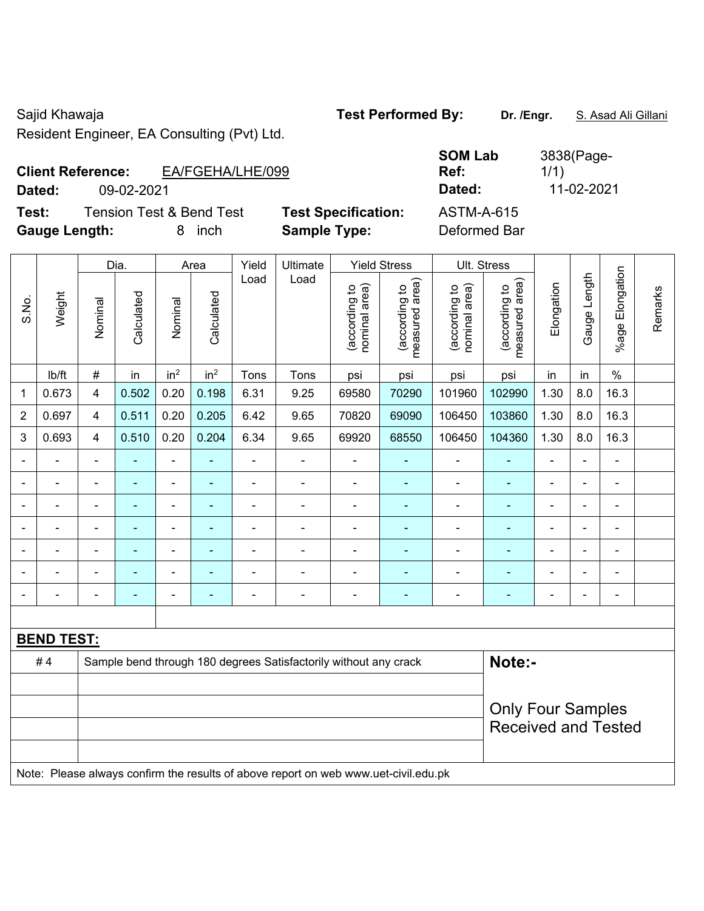Sajid Khawaja
Resident Engineer, EA Consulting (Pvt) Ltd.

**Test Performed By:** **Dr. /Engr.** S. Asad Ali Gillani

**Client Reference:** EA/FGEHA/LHE/099
**Dated:** 09-02-2021

**SOM Lab Ref:** 3838(Page-1/1)
**Dated:** 11-02-2021

**Test:** Tension Test & Bend Test
**Gauge Length:** 8 inch

**Test Specification:** ASTM-A-615
**Sample Type:** Deformed Bar

| S.No. | Weight | Dia. | | Area | | Yield Load | Ultimate Load | Yield Stress | | Ult. Stress | | Elongation | Gauge Length | %age Elongation | Remarks |
|---|---|---|---|---|---|---|---|---|---|---|---|---|---|---|---|
| | | Nominal | Calculated | Nominal | Calculated | | | (according to nominal area) | (according to measured area) | (according to nominal area) | (according to measured area) | | | | |
| | lb/ft | # | in | $in^2$ | $in^2$ | Tons | Tons | psi | psi | psi | psi | in | in | % | |
| 1 | 0.673 | 4 | 0.502 | 0.20 | 0.198 | 6.31 | 9.25 | 69580 | 70290 | 101960 | 102990 | 1.30 | 8.0 | 16.3 | |
| 2 | 0.697 | 4 | 0.511 | 0.20 | 0.205 | 6.42 | 9.65 | 70820 | 69090 | 106450 | 103860 | 1.30 | 8.0 | 16.3 | |
| 3 | 0.693 | 4 | 0.510 | 0.20 | 0.204 | 6.34 | 9.65 | 69920 | 68550 | 106450 | 104360 | 1.30 | 8.0 | 16.3 | |
| - | - | - | - | - | - | - | - | - | - | - | - | - | - | - | |
| - | - | - | - | - | - | - | - | - | - | - | - | - | - | - | |
| - | - | - | - | - | - | - | - | - | - | - | - | - | - | - | |
| - | - | - | - | - | - | - | - | - | - | - | - | - | - | - | |
| - | - | - | - | - | - | - | - | - | - | - | - | - | - | - | |
| - | - | - | - | - | - | - | - | - | - | - | - | - | - | - | |
| - | - | - | - | - | - | - | - | - | - | - | - | - | - | - | |

**BEND TEST:**

| | | |
|---|---|---|
| # 4 | Sample bend through 180 degrees Satisfactorily without any crack | **Note:-** Only Four Samples Received and Tested |

Note: Please always confirm the results of above report on web www.uet-civil.edu.pk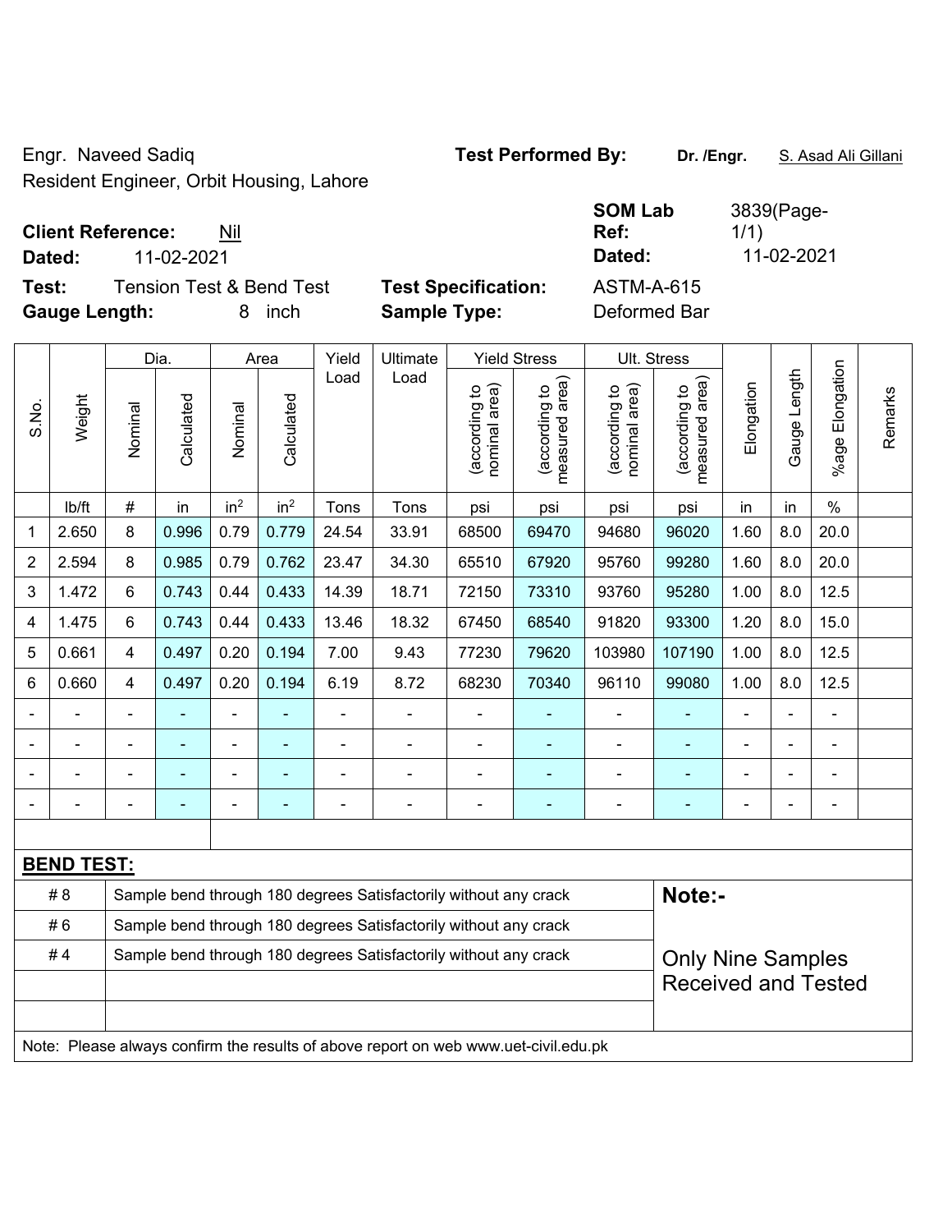Engr. Naveed Sadiq
Resident Engineer, Orbit Housing, Lahore

**Test Performed By:** **Dr. /Engr.** S. Asad Ali Gillani

**Client Reference:** Nil
**Dated:** 11-02-2021

**SOM Lab Ref:** 3839(Page-1/1)
**Dated:** 11-02-2021

**Test:** Tension Test & Bend Test
**Gauge Length:** 8 inch

**Test Specification:** ASTM-A-615
**Sample Type:** Deformed Bar

| S.No. | Weight | Dia. | | Area | | Yield Load | Ultimate Load | Yield Stress | | Ult. Stress | | Elongation | Gauge Length | %age Elongation | Remarks |
|---|---|---|---|---|---|---|---|---|---|---|---|---|---|---|---|
| | | Nominal | Calculated | Nominal | Calculated | | | (according to nominal area) | (according to measured area) | (according to nominal area) | (according to measured area) | | | | |
| | lb/ft | # | in | $in^2$ | $in^2$ | Tons | Tons | psi | psi | psi | psi | in | in | % | |
| 1 | 2.650 | 8 | 0.996 | 0.79 | 0.779 | 24.54 | 33.91 | 68500 | 69470 | 94680 | 96020 | 1.60 | 8.0 | 20.0 | |
| 2 | 2.594 | 8 | 0.985 | 0.79 | 0.762 | 23.47 | 34.30 | 65510 | 67920 | 95760 | 99280 | 1.60 | 8.0 | 20.0 | |
| 3 | 1.472 | 6 | 0.743 | 0.44 | 0.433 | 14.39 | 18.71 | 72150 | 73310 | 93760 | 95280 | 1.00 | 8.0 | 12.5 | |
| 4 | 1.475 | 6 | 0.743 | 0.44 | 0.433 | 13.46 | 18.32 | 67450 | 68540 | 91820 | 93300 | 1.20 | 8.0 | 15.0 | |
| 5 | 0.661 | 4 | 0.497 | 0.20 | 0.194 | 7.00 | 9.43 | 77230 | 79620 | 103980 | 107190 | 1.00 | 8.0 | 12.5 | |
| 6 | 0.660 | 4 | 0.497 | 0.20 | 0.194 | 6.19 | 8.72 | 68230 | 70340 | 96110 | 99080 | 1.00 | 8.0 | 12.5 | |
| - | - | - | - | - | - | - | - | - | - | - | - | - | - | - | |
| - | - | - | - | - | - | - | - | - | - | - | - | - | - | - | |
| - | - | - | - | - | - | - | - | - | - | - | - | - | - | - | |
| - | - | - | - | - | - | - | - | - | - | - | - | - | - | - | |

**BEND TEST:**

| Bar | Result |
|---|---|
| # 8 | Sample bend through 180 degrees Satisfactorily without any crack |
| # 6 | Sample bend through 180 degrees Satisfactorily without any crack |
| # 4 | Sample bend through 180 degrees Satisfactorily without any crack |

**Note:-**

Only Nine Samples Received and Tested

Note: Please always confirm the results of above report on web www.uet-civil.edu.pk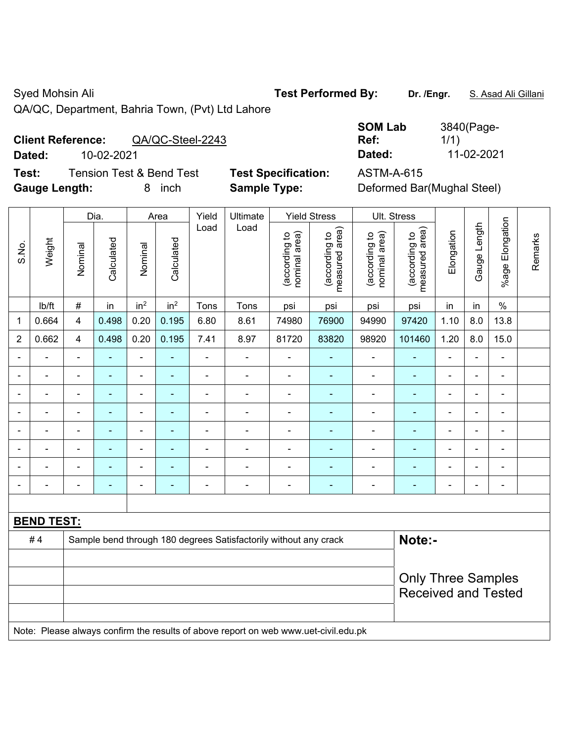Syed Mohsin Ali

QA/QC, Department, Bahria Town, (Pvt) Ltd Lahore

**Test Performed By:** **Dr. /Engr.** S. Asad Ali Gillani

**Client Reference:** QA/QC-Steel-2243

**Dated:** 10-02-2021

**SOM Lab Ref:** 3840(Page-1/1)

**Dated:** 11-02-2021

**Test:** Tension Test & Bend Test

**Test Specification:** ASTM-A-615

**Gauge Length:** 8 inch

**Sample Type:** Deformed Bar(Mughal Steel)

| S.No. | Weight | Dia. | | Area | | Yield Load | Ultimate Load | Yield Stress | | Ult. Stress | | Elongation | Gauge Length | %age Elongation | Remarks |
|---|---|---|---|---|---|---|---|---|---|---|---|---|---|---|---|
| | | Nominal | Calculated | Nominal | Calculated | | | (according to nominal area) | (according to measured area) | (according to nominal area) | (according to measured area) | | | | |
| | lb/ft | # | in | in$^2$ | in$^2$ | Tons | Tons | psi | psi | psi | psi | in | in | % | |
| 1 | 0.664 | 4 | 0.498 | 0.20 | 0.195 | 6.80 | 8.61 | 74980 | 76900 | 94990 | 97420 | 1.10 | 8.0 | 13.8 | |
| 2 | 0.662 | 4 | 0.498 | 0.20 | 0.195 | 7.41 | 8.97 | 81720 | 83820 | 98920 | 101460 | 1.20 | 8.0 | 15.0 | |
| - | - | - | - | - | - | - | - | - | - | - | - | - | - | - | |
| - | - | - | - | - | - | - | - | - | - | - | - | - | - | - | |
| - | - | - | - | - | - | - | - | - | - | - | - | - | - | - | |
| - | - | - | - | - | - | - | - | - | - | - | - | - | - | - | |
| - | - | - | - | - | - | - | - | - | - | - | - | - | - | - | |
| - | - | - | - | - | - | - | - | - | - | - | - | - | - | - | |
| - | - | - | - | - | - | - | - | - | - | - | - | - | - | - | |
| - | - | - | - | - | - | - | - | - | - | - | - | - | - | - | |

**BEND TEST:**

| | |
|---|---|
| # 4 | Sample bend through 180 degrees Satisfactorily without any crack |

**Note:-**

Only Three Samples Received and Tested

Note: Please always confirm the results of above report on web www.uet-civil.edu.pk